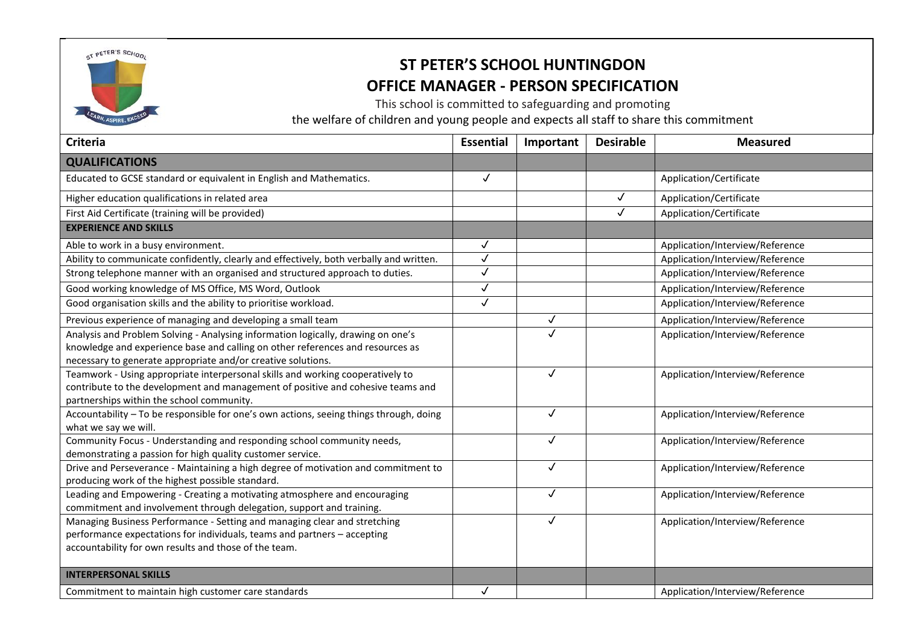# ST PETER'S SCHOOL HUNTINGDON

## OFFICE MANAGER - PERSON SPECIFICATION

This school is committed to safeguarding and promoting the welfare of children and young people and expects all staff to share this commitment

| Criteria | Essential | Important | Desirable | Measured |
|---|---|---|---|---|
| **QUALIFICATIONS** | | | | |
| Educated to GCSE standard or equivalent in English and Mathematics. | ✓ | | | Application/Certificate |
| Higher education qualifications in related area | | | ✓ | Application/Certificate |
| First Aid Certificate (training will be provided) | | | ✓ | Application/Certificate |
| **EXPERIENCE AND SKILLS** | | | | |
| Able to work in a busy environment. | ✓ | | | Application/Interview/Reference |
| Ability to communicate confidently, clearly and effectively, both verbally and written. | ✓ | | | Application/Interview/Reference |
| Strong telephone manner with an organised and structured approach to duties. | ✓ | | | Application/Interview/Reference |
| Good working knowledge of MS Office, MS Word, Outlook | ✓ | | | Application/Interview/Reference |
| Good organisation skills and the ability to prioritise workload. | ✓ | | | Application/Interview/Reference |
| Previous experience of managing and developing a small team | | ✓ | | Application/Interview/Reference |
| Analysis and Problem Solving - Analysing information logically, drawing on one's knowledge and experience base and calling on other references and resources as necessary to generate appropriate and/or creative solutions. | | ✓ | | Application/Interview/Reference |
| Teamwork - Using appropriate interpersonal skills and working cooperatively to contribute to the development and management of positive and cohesive teams and partnerships within the school community. | | ✓ | | Application/Interview/Reference |
| Accountability – To be responsible for one's own actions, seeing things through, doing what we say we will. | | ✓ | | Application/Interview/Reference |
| Community Focus - Understanding and responding school community needs, demonstrating a passion for high quality customer service. | | ✓ | | Application/Interview/Reference |
| Drive and Perseverance - Maintaining a high degree of motivation and commitment to producing work of the highest possible standard. | | ✓ | | Application/Interview/Reference |
| Leading and Empowering - Creating a motivating atmosphere and encouraging commitment and involvement through delegation, support and training. | | ✓ | | Application/Interview/Reference |
| Managing Business Performance - Setting and managing clear and stretching performance expectations for individuals, teams and partners – accepting accountability for own results and those of the team. | | ✓ | | Application/Interview/Reference |
| **INTERPERSONAL SKILLS** | | | | |
| Commitment to maintain high customer care standards | ✓ | | | Application/Interview/Reference |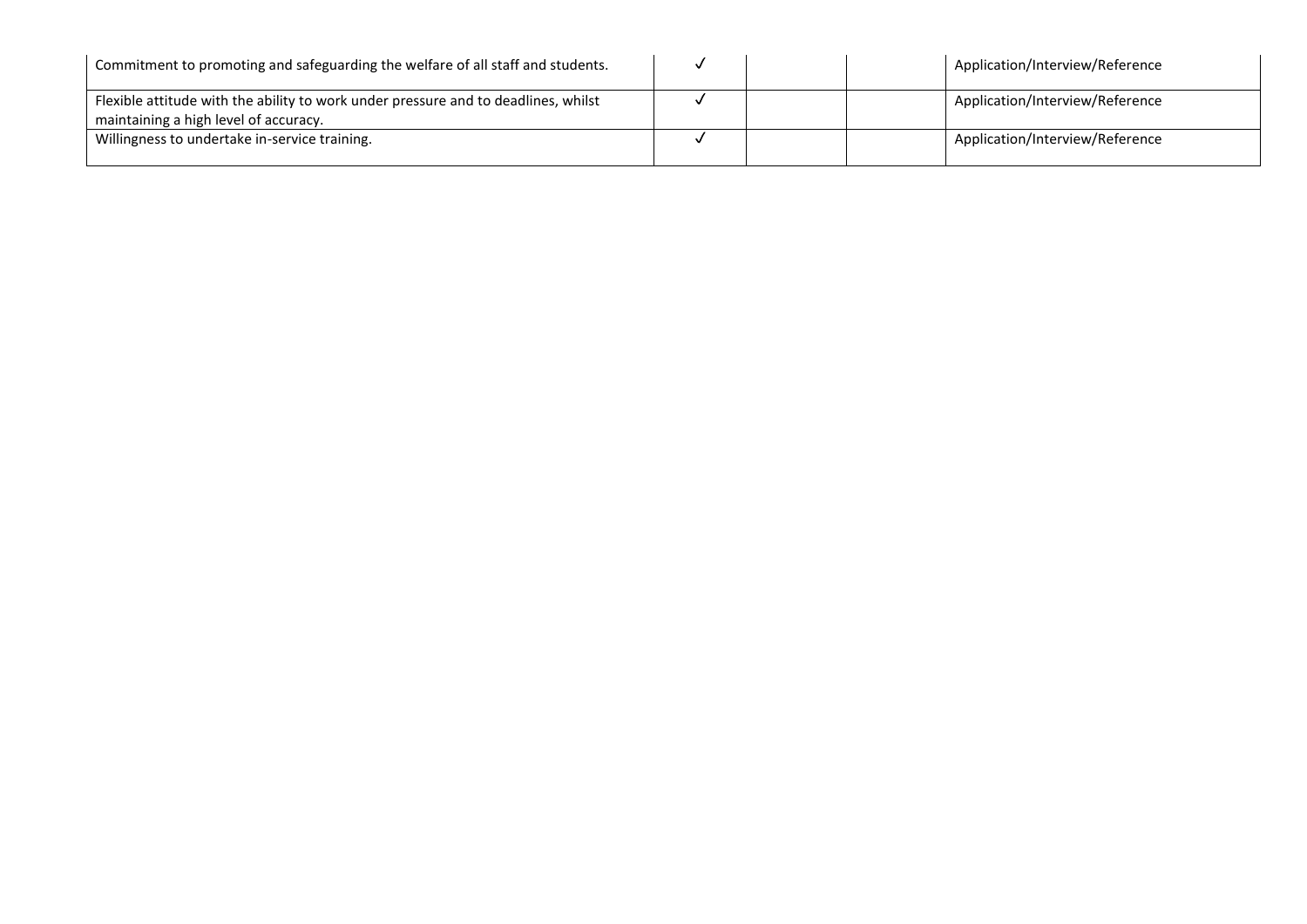| | | | | |
|---|---|---|---|---|
| Commitment to promoting and safeguarding the welfare of all staff and students. | ✓ | | | Application/Interview/Reference |
| Flexible attitude with the ability to work under pressure and to deadlines, whilst maintaining a high level of accuracy. | ✓ | | | Application/Interview/Reference |
| Willingness to undertake in-service training. | ✓ | | | Application/Interview/Reference |